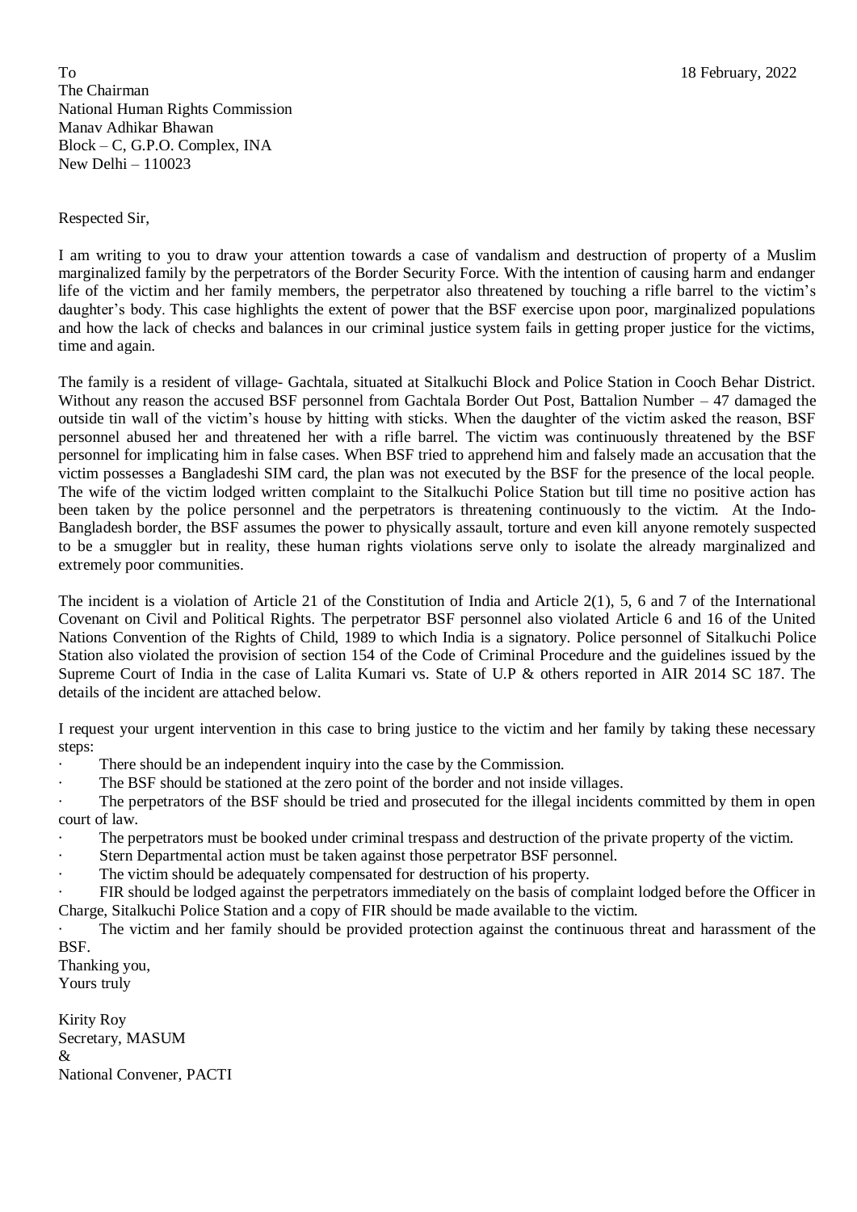To

The Chairman
National Human Rights Commission
Manav Adhikar Bhawan
Block – C, G.P.O. Complex, INA
New Delhi – 110023

18 February, 2022

Respected Sir,

I am writing to you to draw your attention towards a case of vandalism and destruction of property of a Muslim marginalized family by the perpetrators of the Border Security Force. With the intention of causing harm and endanger life of the victim and her family members, the perpetrator also threatened by touching a rifle barrel to the victim's daughter's body. This case highlights the extent of power that the BSF exercise upon poor, marginalized populations and how the lack of checks and balances in our criminal justice system fails in getting proper justice for the victims, time and again.

The family is a resident of village- Gachtala, situated at Sitalkuchi Block and Police Station in Cooch Behar District. Without any reason the accused BSF personnel from Gachtala Border Out Post, Battalion Number – 47 damaged the outside tin wall of the victim's house by hitting with sticks. When the daughter of the victim asked the reason, BSF personnel abused her and threatened her with a rifle barrel. The victim was continuously threatened by the BSF personnel for implicating him in false cases. When BSF tried to apprehend him and falsely made an accusation that the victim possesses a Bangladeshi SIM card, the plan was not executed by the BSF for the presence of the local people. The wife of the victim lodged written complaint to the Sitalkuchi Police Station but till time no positive action has been taken by the police personnel and the perpetrators is threatening continuously to the victim. At the Indo-Bangladesh border, the BSF assumes the power to physically assault, torture and even kill anyone remotely suspected to be a smuggler but in reality, these human rights violations serve only to isolate the already marginalized and extremely poor communities.

The incident is a violation of Article 21 of the Constitution of India and Article 2(1), 5, 6 and 7 of the International Covenant on Civil and Political Rights. The perpetrator BSF personnel also violated Article 6 and 16 of the United Nations Convention of the Rights of Child, 1989 to which India is a signatory. Police personnel of Sitalkuchi Police Station also violated the provision of section 154 of the Code of Criminal Procedure and the guidelines issued by the Supreme Court of India in the case of Lalita Kumari vs. State of U.P & others reported in AIR 2014 SC 187. The details of the incident are attached below.

I request your urgent intervention in this case to bring justice to the victim and her family by taking these necessary steps:

- There should be an independent inquiry into the case by the Commission.
- The BSF should be stationed at the zero point of the border and not inside villages.
- The perpetrators of the BSF should be tried and prosecuted for the illegal incidents committed by them in open court of law.
- The perpetrators must be booked under criminal trespass and destruction of the private property of the victim.
- Stern Departmental action must be taken against those perpetrator BSF personnel.
- The victim should be adequately compensated for destruction of his property.
- FIR should be lodged against the perpetrators immediately on the basis of complaint lodged before the Officer in Charge, Sitalkuchi Police Station and a copy of FIR should be made available to the victim.
- The victim and her family should be provided protection against the continuous threat and harassment of the BSF.

Thanking you,
Yours truly

Kirity Roy
Secretary, MASUM
&
National Convener, PACTI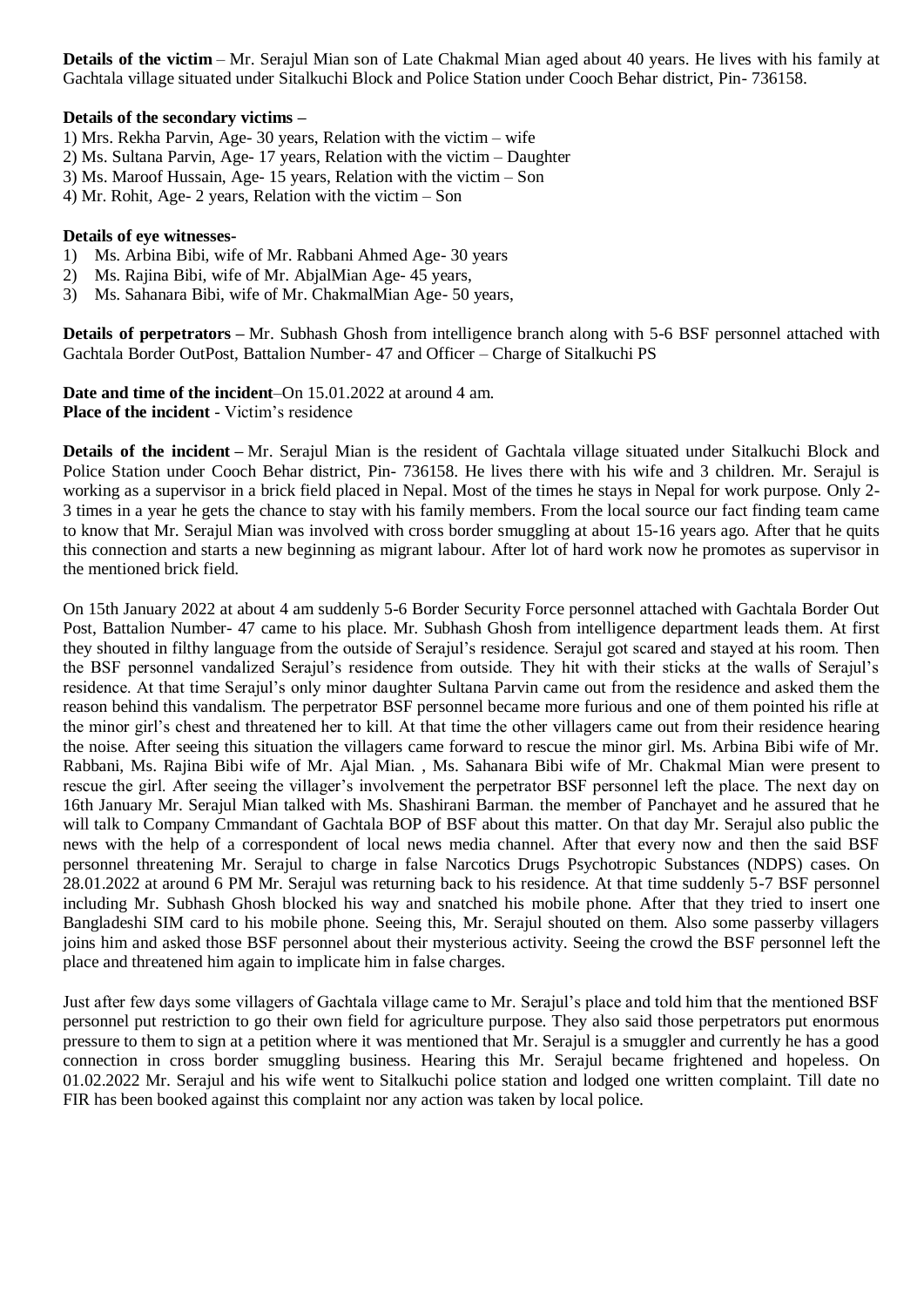**Details of the victim** – Mr. Serajul Mian son of Late Chakmal Mian aged about 40 years. He lives with his family at Gachtala village situated under Sitalkuchi Block and Police Station under Cooch Behar district, Pin- 736158.

**Details of the secondary victims –**

1) Mrs. Rekha Parvin, Age- 30 years, Relation with the victim – wife
2) Ms. Sultana Parvin, Age- 17 years, Relation with the victim – Daughter
3) Ms. Maroof Hussain, Age- 15 years, Relation with the victim – Son
4) Mr. Rohit, Age- 2 years, Relation with the victim – Son

**Details of eye witnesses-**

1) Ms. Arbina Bibi, wife of Mr. Rabbani Ahmed Age- 30 years
2) Ms. Rajina Bibi, wife of Mr. AbjalMian Age- 45 years,
3) Ms. Sahanara Bibi, wife of Mr. ChakmalMian Age- 50 years,

**Details of perpetrators –** Mr. Subhash Ghosh from intelligence branch along with 5-6 BSF personnel attached with Gachtala Border OutPost, Battalion Number- 47 and Officer – Charge of Sitalkuchi PS

**Date and time of the incident**–On 15.01.2022 at around 4 am.
**Place of the incident** - Victim's residence

**Details of the incident –** Mr. Serajul Mian is the resident of Gachtala village situated under Sitalkuchi Block and Police Station under Cooch Behar district, Pin- 736158. He lives there with his wife and 3 children. Mr. Serajul is working as a supervisor in a brick field placed in Nepal. Most of the times he stays in Nepal for work purpose. Only 2-3 times in a year he gets the chance to stay with his family members. From the local source our fact finding team came to know that Mr. Serajul Mian was involved with cross border smuggling at about 15-16 years ago. After that he quits this connection and starts a new beginning as migrant labour. After lot of hard work now he promotes as supervisor in the mentioned brick field.

On 15th January 2022 at about 4 am suddenly 5-6 Border Security Force personnel attached with Gachtala Border Out Post, Battalion Number- 47 came to his place. Mr. Subhash Ghosh from intelligence department leads them. At first they shouted in filthy language from the outside of Serajul's residence. Serajul got scared and stayed at his room. Then the BSF personnel vandalized Serajul's residence from outside. They hit with their sticks at the walls of Serajul's residence. At that time Serajul's only minor daughter Sultana Parvin came out from the residence and asked them the reason behind this vandalism. The perpetrator BSF personnel became more furious and one of them pointed his rifle at the minor girl's chest and threatened her to kill. At that time the other villagers came out from their residence hearing the noise. After seeing this situation the villagers came forward to rescue the minor girl. Ms. Arbina Bibi wife of Mr. Rabbani, Ms. Rajina Bibi wife of Mr. Ajal Mian. , Ms. Sahanara Bibi wife of Mr. Chakmal Mian were present to rescue the girl. After seeing the villager's involvement the perpetrator BSF personnel left the place. The next day on 16th January Mr. Serajul Mian talked with Ms. Shashirani Barman. the member of Panchayet and he assured that he will talk to Company Cmmandant of Gachtala BOP of BSF about this matter. On that day Mr. Serajul also public the news with the help of a correspondent of local news media channel. After that every now and then the said BSF personnel threatening Mr. Serajul to charge in false Narcotics Drugs Psychotropic Substances (NDPS) cases. On 28.01.2022 at around 6 PM Mr. Serajul was returning back to his residence. At that time suddenly 5-7 BSF personnel including Mr. Subhash Ghosh blocked his way and snatched his mobile phone. After that they tried to insert one Bangladeshi SIM card to his mobile phone. Seeing this, Mr. Serajul shouted on them. Also some passerby villagers joins him and asked those BSF personnel about their mysterious activity. Seeing the crowd the BSF personnel left the place and threatened him again to implicate him in false charges.

Just after few days some villagers of Gachtala village came to Mr. Serajul's place and told him that the mentioned BSF personnel put restriction to go their own field for agriculture purpose. They also said those perpetrators put enormous pressure to them to sign at a petition where it was mentioned that Mr. Serajul is a smuggler and currently he has a good connection in cross border smuggling business. Hearing this Mr. Serajul became frightened and hopeless. On 01.02.2022 Mr. Serajul and his wife went to Sitalkuchi police station and lodged one written complaint. Till date no FIR has been booked against this complaint nor any action was taken by local police.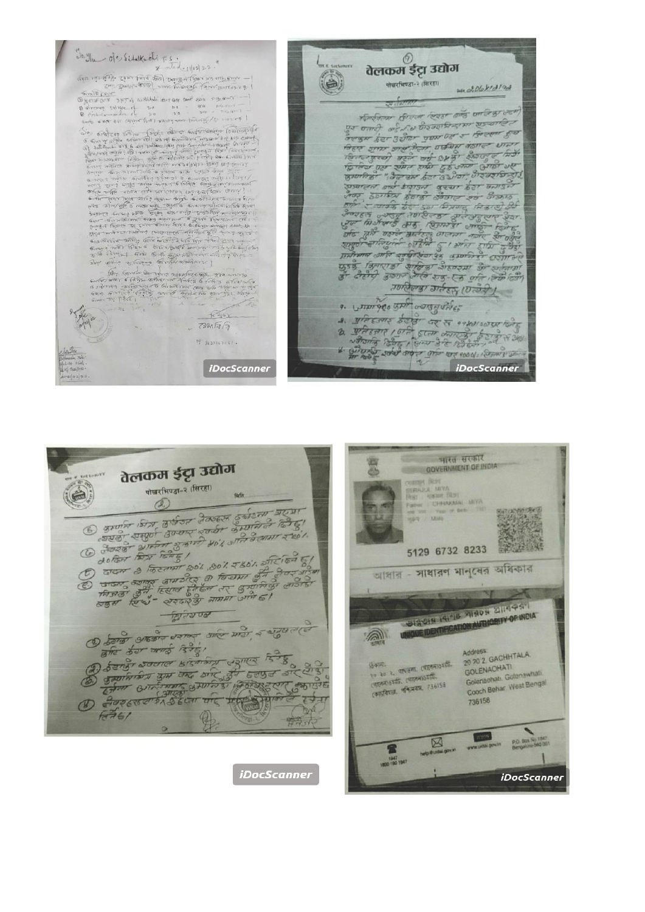To, The O/c Sitalkuchi P.S.

---

**वेलकम ईंट्टा उद्योग**

पोखरभिण्डा-२ (सिरहा)

मिति

**सर्जमिन**

मगरिएका गर्नेहरु (पक्षहरु)

---

**वेलकम ईंट्टा उद्योग**

पोखरभिण्डा-२ (सिरहा)

मिति

(४)

**द्वितीय पक्ष**

---

भारत सरकार

GOVERNMENT OF INDIA

SERAJUL MIYA

Father : CHHAKMAL MIYA

Male

5129 6732 8233

আধার - সাধারণ মানুষের অধিকার

---

UNIQUE IDENTIFICATION AUTHORITY OF INDIA

Address:

20 20 2, GACHHTALA, GOLENAOHATI, Golenaohati, Golenowhati, Cooch Behar, West Bengal, 736158

1947

1800 180 1947

help@uidai.gov.in

www.uidai.gov.in

P.O. Box No. 1947, Bengaluru-560 001